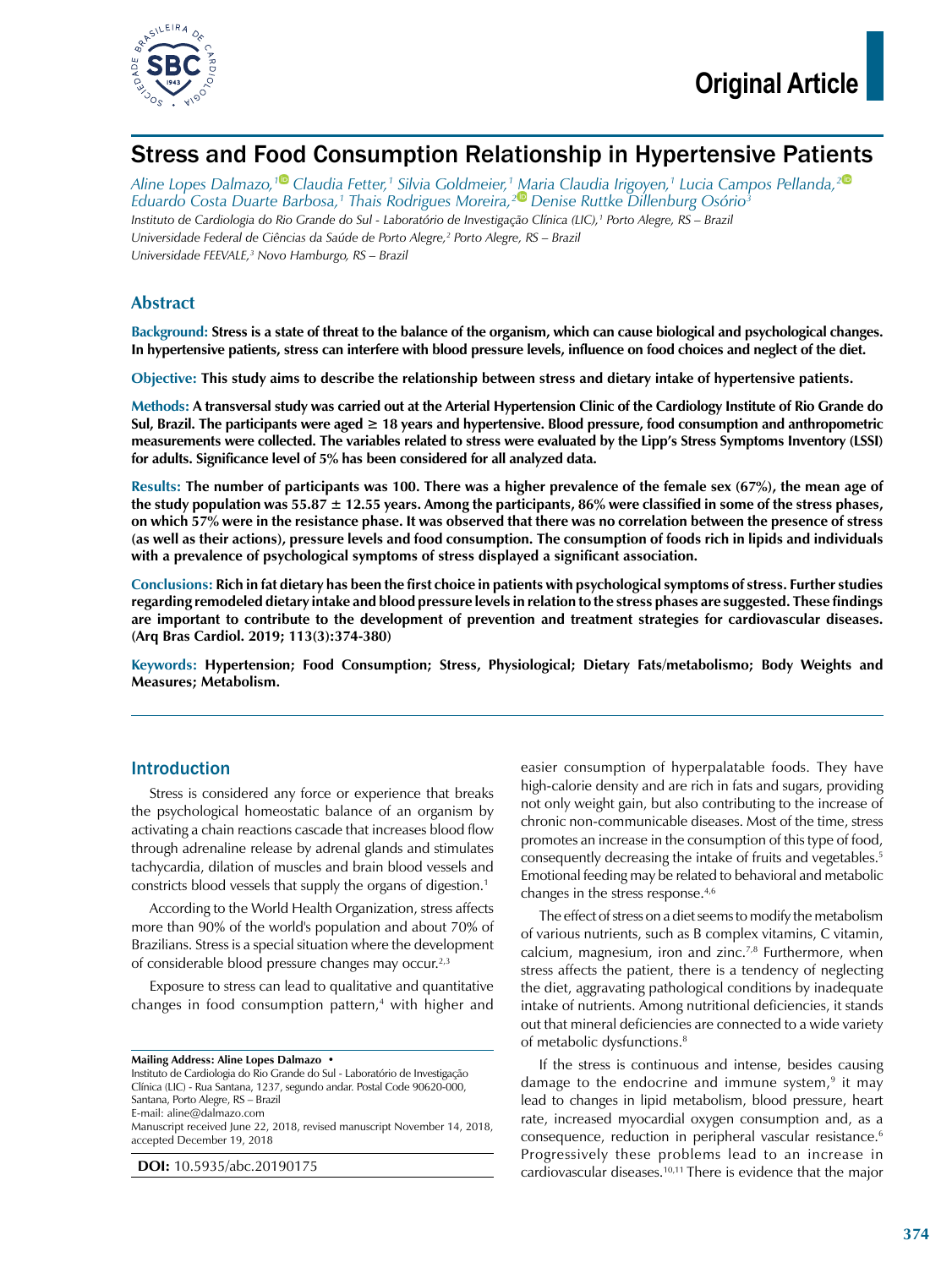# Stress and Food Consumption Relationship in Hypertensive Patients

*Aline Lopes Dalmazo,[1] Claudia Fetter,[1] Silvia Goldmeier,[1] Maria Claudia Irigoyen,[1] Lucia Campos Pellanda,[2] Eduardo Costa Duarte Barbosa,[1] Thais Rodrigues Moreira,[2] Denise Ruttke Dillenburg Osório[3]*

*Instituto de Cardiologia do Rio Grande do Sul - Laboratório de Investigação Clínica (LIC),[1] Porto Alegre, RS – Brazil*
*Universidade Federal de Ciências da Saúde de Porto Alegre,[2] Porto Alegre, RS – Brazil*
*Universidade FEEVALE,[3] Novo Hamburgo, RS – Brazil*

## Abstract

**Background:** **Stress is a state of threat to the balance of the organism, which can cause biological and psychological changes. In hypertensive patients, stress can interfere with blood pressure levels, influence on food choices and neglect of the diet.**

**Objective:** **This study aims to describe the relationship between stress and dietary intake of hypertensive patients.**

**Methods:** **A transversal study was carried out at the Arterial Hypertension Clinic of the Cardiology Institute of Rio Grande do Sul, Brazil. The participants were aged ≥ 18 years and hypertensive. Blood pressure, food consumption and anthropometric measurements were collected. The variables related to stress were evaluated by the Lipp's Stress Symptoms Inventory (LSSI) for adults. Significance level of 5% has been considered for all analyzed data.**

**Results:** **The number of participants was 100. There was a higher prevalence of the female sex (67%), the mean age of the study population was 55.87 ± 12.55 years. Among the participants, 86% were classified in some of the stress phases, on which 57% were in the resistance phase. It was observed that there was no correlation between the presence of stress (as well as their actions), pressure levels and food consumption. The consumption of foods rich in lipids and individuals with a prevalence of psychological symptoms of stress displayed a significant association.**

**Conclusions:** **Rich in fat dietary has been the first choice in patients with psychological symptoms of stress. Further studies regarding remodeled dietary intake and blood pressure levels in relation to the stress phases are suggested. These findings are important to contribute to the development of prevention and treatment strategies for cardiovascular diseases. (Arq Bras Cardiol. 2019; 113(3):374-380)**

**Keywords:** **Hypertension; Food Consumption; Stress, Physiological; Dietary Fats/metabolismo; Body Weights and Measures; Metabolism.**

## Introduction

Stress is considered any force or experience that breaks the psychological homeostatic balance of an organism by activating a chain reactions cascade that increases blood flow through adrenaline release by adrenal glands and stimulates tachycardia, dilation of muscles and brain blood vessels and constricts blood vessels that supply the organs of digestion.[1]

According to the World Health Organization, stress affects more than 90% of the world's population and about 70% of Brazilians. Stress is a special situation where the development of considerable blood pressure changes may occur.[2,3]

Exposure to stress can lead to qualitative and quantitative changes in food consumption pattern,[4] with higher and easier consumption of hyperpalatable foods. They have high-calorie density and are rich in fats and sugars, providing not only weight gain, but also contributing to the increase of chronic non-communicable diseases. Most of the time, stress promotes an increase in the consumption of this type of food, consequently decreasing the intake of fruits and vegetables.[5] Emotional feeding may be related to behavioral and metabolic changes in the stress response.[4,6]

The effect of stress on a diet seems to modify the metabolism of various nutrients, such as B complex vitamins, C vitamin, calcium, magnesium, iron and zinc.[7,8] Furthermore, when stress affects the patient, there is a tendency of neglecting the diet, aggravating pathological conditions by inadequate intake of nutrients. Among nutritional deficiencies, it stands out that mineral deficiencies are connected to a wide variety of metabolic dysfunctions.[8]

If the stress is continuous and intense, besides causing damage to the endocrine and immune system,[9] it may lead to changes in lipid metabolism, blood pressure, heart rate, increased myocardial oxygen consumption and, as a consequence, reduction in peripheral vascular resistance.[6] Progressively these problems lead to an increase in cardiovascular diseases.[10,11] There is evidence that the major

**Mailing Address: Aline Lopes Dalmazo •**
Instituto de Cardiologia do Rio Grande do Sul - Laboratório de Investigação Clínica (LIC) - Rua Santana, 1237, segundo andar. Postal Code 90620-000, Santana, Porto Alegre, RS – Brazil
E-mail: aline@dalmazo.com
Manuscript received June 22, 2018, revised manuscript November 14, 2018, accepted December 19, 2018

**DOI:** 10.5935/abc.20190175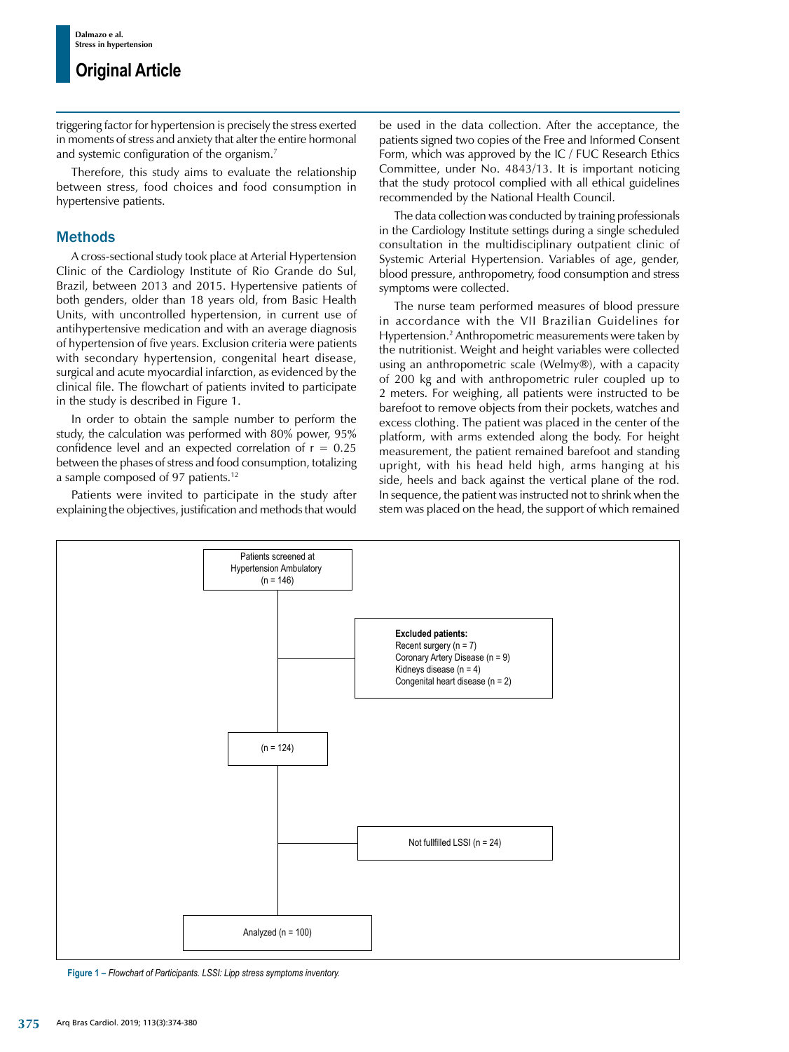triggering factor for hypertension is precisely the stress exerted in moments of stress and anxiety that alter the entire hormonal and systemic configuration of the organism.[7]

Therefore, this study aims to evaluate the relationship between stress, food choices and food consumption in hypertensive patients.

## Methods

A cross-sectional study took place at Arterial Hypertension Clinic of the Cardiology Institute of Rio Grande do Sul, Brazil, between 2013 and 2015. Hypertensive patients of both genders, older than 18 years old, from Basic Health Units, with uncontrolled hypertension, in current use of antihypertensive medication and with an average diagnosis of hypertension of five years. Exclusion criteria were patients with secondary hypertension, congenital heart disease, surgical and acute myocardial infarction, as evidenced by the clinical file. The flowchart of patients invited to participate in the study is described in Figure 1.

In order to obtain the sample number to perform the study, the calculation was performed with 80% power, 95% confidence level and an expected correlation of r = 0.25 between the phases of stress and food consumption, totalizing a sample composed of 97 patients.[12]

Patients were invited to participate in the study after explaining the objectives, justification and methods that would be used in the data collection. After the acceptance, the patients signed two copies of the Free and Informed Consent Form, which was approved by the IC / FUC Research Ethics Committee, under No. 4843/13. It is important noticing that the study protocol complied with all ethical guidelines recommended by the National Health Council.

The data collection was conducted by training professionals in the Cardiology Institute settings during a single scheduled consultation in the multidisciplinary outpatient clinic of Systemic Arterial Hypertension. Variables of age, gender, blood pressure, anthropometry, food consumption and stress symptoms were collected.

The nurse team performed measures of blood pressure in accordance with the VII Brazilian Guidelines for Hypertension.[2] Anthropometric measurements were taken by the nutritionist. Weight and height variables were collected using an anthropometric scale (Welmy®), with a capacity of 200 kg and with anthropometric ruler coupled up to 2 meters. For weighing, all patients were instructed to be barefoot to remove objects from their pockets, watches and excess clothing. The patient was placed in the center of the platform, with arms extended along the body. For height measurement, the patient remained barefoot and standing upright, with his head held high, arms hanging at his side, heels and back against the vertical plane of the rod. In sequence, the patient was instructed not to shrink when the stem was placed on the head, the support of which remained

Patients screened at Hypertension Ambulatory (n = 146)

**Excluded patients:**
Recent surgery (n = 7)
Coronary Artery Disease (n = 9)
Kidneys disease (n = 4)
Congenital heart disease (n = 2)

(n = 124)

Not fullfilled LSSI (n = 24)

Analyzed (n = 100)

**Figure 1 –** *Flowchart of Participants. LSSI: Lipp stress symptoms inventory.*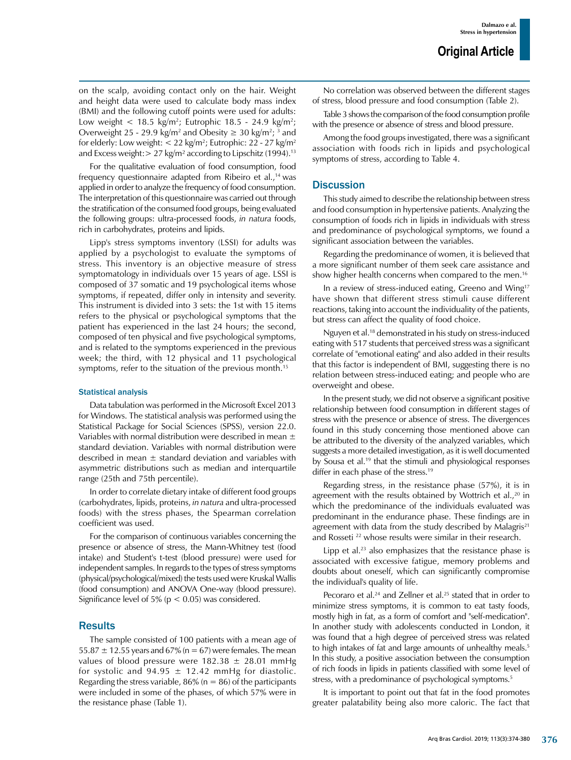on the scalp, avoiding contact only on the hair. Weight and height data were used to calculate body mass index (BMI) and the following cutoff points were used for adults: Low weight < 18.5 kg/m²; Eutrophic 18.5 - 24.9 kg/m²; Overweight 25 - 29.9 kg/m² and Obesity ≥ 30 kg/m²; [3] and for elderly: Low weight: < 22 kg/m²; Eutrophic: 22 - 27 kg/m² and Excess weight:> 27 kg/m² according to Lipschitz (1994).[13]

For the qualitative evaluation of food consumption, food frequency questionnaire adapted from Ribeiro et al.,[14] was applied in order to analyze the frequency of food consumption. The interpretation of this questionnaire was carried out through the stratification of the consumed food groups, being evaluated the following groups: ultra-processed foods, *in natura* foods, rich in carbohydrates, proteins and lipids.

Lipp's stress symptoms inventory (LSSI) for adults was applied by a psychologist to evaluate the symptoms of stress. This inventory is an objective measure of stress symptomatology in individuals over 15 years of age. LSSI is composed of 37 somatic and 19 psychological items whose symptoms, if repeated, differ only in intensity and severity. This instrument is divided into 3 sets: the 1st with 15 items refers to the physical or psychological symptoms that the patient has experienced in the last 24 hours; the second, composed of ten physical and five psychological symptoms, and is related to the symptoms experienced in the previous week; the third, with 12 physical and 11 psychological symptoms, refer to the situation of the previous month.[15]

### Statistical analysis

Data tabulation was performed in the Microsoft Excel 2013 for Windows. The statistical analysis was performed using the Statistical Package for Social Sciences (SPSS), version 22.0. Variables with normal distribution were described in mean ± standard deviation. Variables with normal distribution were described in mean ± standard deviation and variables with asymmetric distributions such as median and interquartile range (25th and 75th percentile).

In order to correlate dietary intake of different food groups (carbohydrates, lipids, proteins, *in natura* and ultra-processed foods) with the stress phases, the Spearman correlation coefficient was used.

For the comparison of continuous variables concerning the presence or absence of stress, the Mann-Whitney test (food intake) and Student's t-test (blood pressure) were used for independent samples. In regards to the types of stress symptoms (physical/psychological/mixed) the tests used were Kruskal Wallis (food consumption) and ANOVA One-way (blood pressure). Significance level of 5% ($p < 0.05$) was considered.

## Results

The sample consisted of 100 patients with a mean age of 55.87 ± 12.55 years and 67% (n = 67) were females. The mean values of blood pressure were 182.38 ± 28.01 mmHg for systolic and 94.95 ± 12.42 mmHg for diastolic. Regarding the stress variable, 86% (n = 86) of the participants were included in some of the phases, of which 57% were in the resistance phase (Table 1).

No correlation was observed between the different stages of stress, blood pressure and food consumption (Table 2).

Table 3 shows the comparison of the food consumption profile with the presence or absence of stress and blood pressure.

Among the food groups investigated, there was a significant association with foods rich in lipids and psychological symptoms of stress, according to Table 4.

## Discussion

This study aimed to describe the relationship between stress and food consumption in hypertensive patients. Analyzing the consumption of foods rich in lipids in individuals with stress and predominance of psychological symptoms, we found a significant association between the variables.

Regarding the predominance of women, it is believed that a more significant number of them seek care assistance and show higher health concerns when compared to the men.[16]

In a review of stress-induced eating, Greeno and Wing[17] have shown that different stress stimuli cause different reactions, taking into account the individuality of the patients, but stress can affect the quality of food choice.

Nguyen et al.[18] demonstrated in his study on stress-induced eating with 517 students that perceived stress was a significant correlate of "emotional eating" and also added in their results that this factor is independent of BMI, suggesting there is no relation between stress-induced eating; and people who are overweight and obese.

In the present study, we did not observe a significant positive relationship between food consumption in different stages of stress with the presence or absence of stress. The divergences found in this study concerning those mentioned above can be attributed to the diversity of the analyzed variables, which suggests a more detailed investigation, as it is well documented by Sousa et al.[19] that the stimuli and physiological responses differ in each phase of the stress.[19]

Regarding stress, in the resistance phase (57%), it is in agreement with the results obtained by Wottrich et al.,[20] in which the predominance of the individuals evaluated was predominant in the endurance phase. These findings are in agreement with data from the study described by Malagris[21] and Rosseti [22] whose results were similar in their research.

Lipp et al.[23] also emphasizes that the resistance phase is associated with excessive fatigue, memory problems and doubts about oneself, which can significantly compromise the individual's quality of life.

Pecoraro et al.[24] and Zellner et al.[25] stated that in order to minimize stress symptoms, it is common to eat tasty foods, mostly high in fat, as a form of comfort and "self-medication". In another study with adolescents conducted in London, it was found that a high degree of perceived stress was related to high intakes of fat and large amounts of unhealthy meals.[5] In this study, a positive association between the consumption of rich foods in lipids in patients classified with some level of stress, with a predominance of psychological symptoms.[5]

It is important to point out that fat in the food promotes greater palatability being also more caloric. The fact that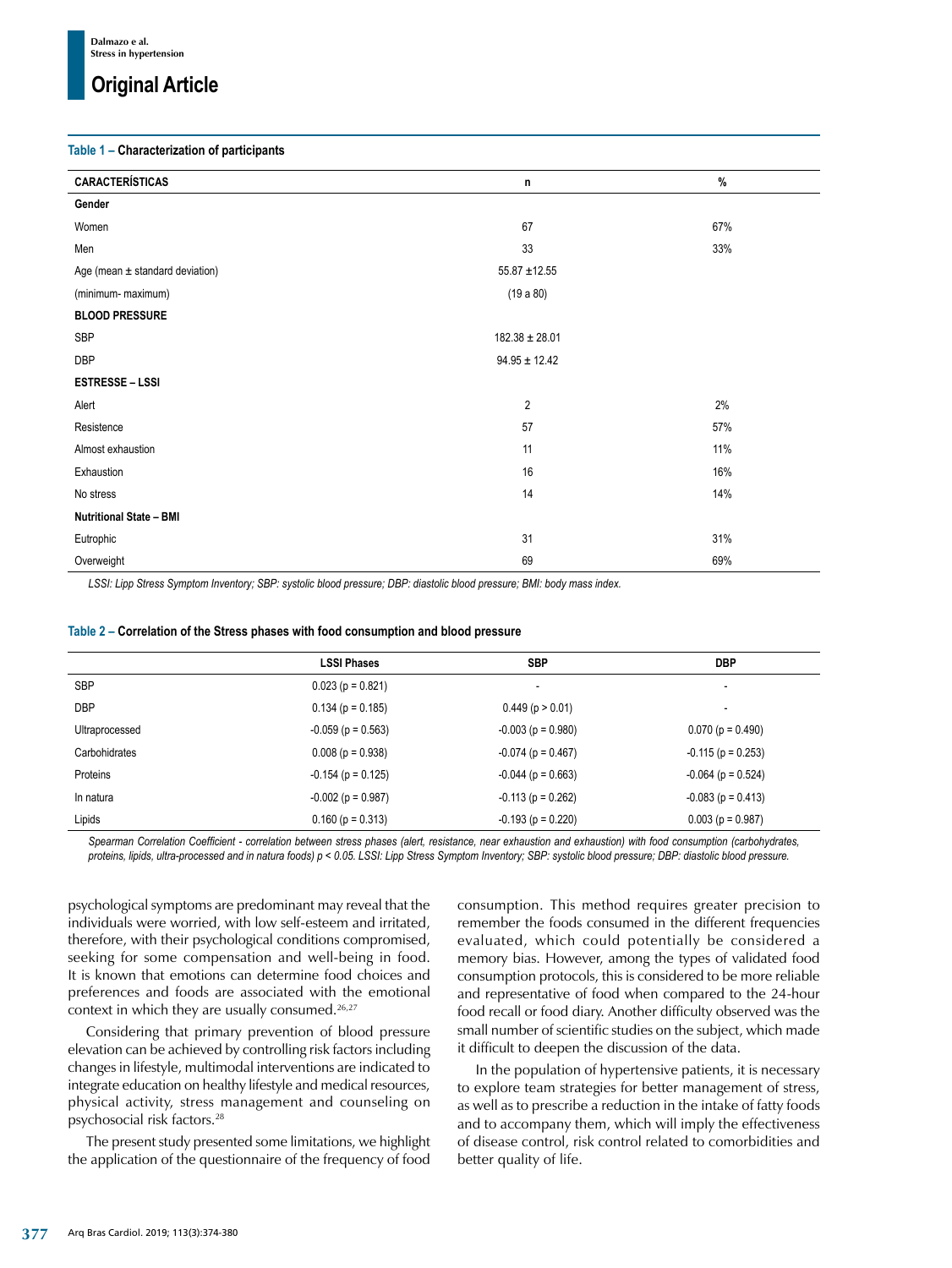**Table 1 – Characterization of participants**

| CARACTERÍSTICAS | n | % |
|---|---|---|
| **Gender** | | |
| Women | 67 | 67% |
| Men | 33 | 33% |
| Age (mean ± standard deviation) | 55.87 ±12.55 | |
| (minimum- maximum) | (19 a 80) | |
| **BLOOD PRESSURE** | | |
| SBP | 182.38 ± 28.01 | |
| DBP | 94.95 ± 12.42 | |
| **ESTRESSE – LSSI** | | |
| Alert | 2 | 2% |
| Resistence | 57 | 57% |
| Almost exhaustion | 11 | 11% |
| Exhaustion | 16 | 16% |
| No stress | 14 | 14% |
| **Nutritional State – BMI** | | |
| Eutrophic | 31 | 31% |
| Overweight | 69 | 69% |

*LSSI: Lipp Stress Symptom Inventory; SBP: systolic blood pressure; DBP: diastolic blood pressure; BMI: body mass index.*

**Table 2 – Correlation of the Stress phases with food consumption and blood pressure**

| | LSSI Phases | SBP | DBP |
|---|---|---|---|
| SBP | 0.023 (p = 0.821) | - | - |
| DBP | 0.134 (p = 0.185) | 0.449 (p > 0.01) | - |
| Ultraprocessed | -0.059 (p = 0.563) | -0.003 (p = 0.980) | 0.070 (p = 0.490) |
| Carbohidrates | 0.008 (p = 0.938) | -0.074 (p = 0.467) | -0.115 (p = 0.253) |
| Proteins | -0.154 (p = 0.125) | -0.044 (p = 0.663) | -0.064 (p = 0.524) |
| In natura | -0.002 (p = 0.987) | -0.113 (p = 0.262) | -0.083 (p = 0.413) |
| Lipids | 0.160 (p = 0.313) | -0.193 (p = 0.220) | 0.003 (p = 0.987) |

*Spearman Correlation Coefficient - correlation between stress phases (alert, resistance, near exhaustion and exhaustion) with food consumption (carbohydrates, proteins, lipids, ultra-processed and in natura foods) $p < 0.05$. LSSI: Lipp Stress Symptom Inventory; SBP: systolic blood pressure; DBP: diastolic blood pressure.*

psychological symptoms are predominant may reveal that the individuals were worried, with low self-esteem and irritated, therefore, with their psychological conditions compromised, seeking for some compensation and well-being in food. It is known that emotions can determine food choices and preferences and foods are associated with the emotional context in which they are usually consumed.[26,27]

Considering that primary prevention of blood pressure elevation can be achieved by controlling risk factors including changes in lifestyle, multimodal interventions are indicated to integrate education on healthy lifestyle and medical resources, physical activity, stress management and counseling on psychosocial risk factors.[28]

The present study presented some limitations, we highlight the application of the questionnaire of the frequency of food consumption. This method requires greater precision to remember the foods consumed in the different frequencies evaluated, which could potentially be considered a memory bias. However, among the types of validated food consumption protocols, this is considered to be more reliable and representative of food when compared to the 24-hour food recall or food diary. Another difficulty observed was the small number of scientific studies on the subject, which made it difficult to deepen the discussion of the data.

In the population of hypertensive patients, it is necessary to explore team strategies for better management of stress, as well as to prescribe a reduction in the intake of fatty foods and to accompany them, which will imply the effectiveness of disease control, risk control related to comorbidities and better quality of life.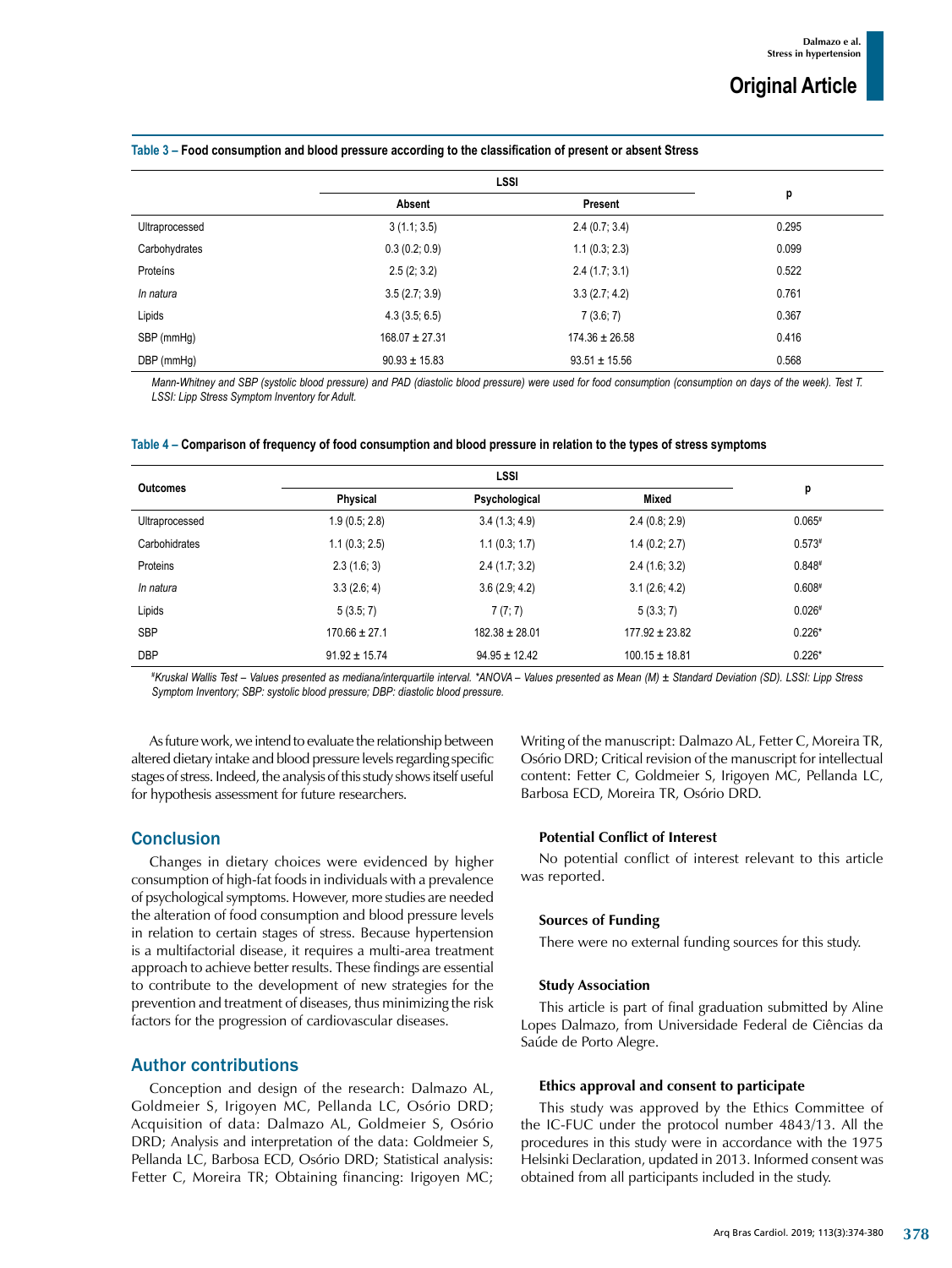**Table 3 – Food consumption and blood pressure according to the classification of present or absent Stress**

| | LSSI | | p |
|---|---|---|---|
| | Absent | Present | |
| Ultraprocessed | 3 (1.1; 3.5) | 2.4 (0.7; 3.4) | 0.295 |
| Carbohydrates | 0.3 (0.2; 0.9) | 1.1 (0.3; 2.3) | 0.099 |
| Proteins | 2.5 (2; 3.2) | 2.4 (1.7; 3.1) | 0.522 |
| *In natura* | 3.5 (2.7; 3.9) | 3.3 (2.7; 4.2) | 0.761 |
| Lipids | 4.3 (3.5; 6.5) | 7 (3.6; 7) | 0.367 |
| SBP (mmHg) | 168.07 ± 27.31 | 174.36 ± 26.58 | 0.416 |
| DBP (mmHg) | 90.93 ± 15.83 | 93.51 ± 15.56 | 0.568 |

*Mann-Whitney and SBP (systolic blood pressure) and PAD (diastolic blood pressure) were used for food consumption (consumption on days of the week). Test T. LSSI: Lipp Stress Symptom Inventory for Adult.*

**Table 4 – Comparison of frequency of food consumption and blood pressure in relation to the types of stress symptoms**

| Outcomes | LSSI | | | p |
|---|---|---|---|---|
| | Physical | Psychological | Mixed | |
| Ultraprocessed | 1.9 (0.5; 2.8) | 3.4 (1.3; 4.9) | 2.4 (0.8; 2.9) | 0.065# |
| Carbohidrates | 1.1 (0.3; 2.5) | 1.1 (0.3; 1.7) | 1.4 (0.2; 2.7) | 0.573# |
| Proteins | 2.3 (1.6; 3) | 2.4 (1.7; 3.2) | 2.4 (1.6; 3.2) | 0.848# |
| *In natura* | 3.3 (2.6; 4) | 3.6 (2.9; 4.2) | 3.1 (2.6; 4.2) | 0.608# |
| Lipids | 5 (3.5; 7) | 7 (7; 7) | 5 (3.3; 7) | 0.026# |
| SBP | 170.66 ± 27.1 | 182.38 ± 28.01 | 177.92 ± 23.82 | 0.226* |
| DBP | 91.92 ± 15.74 | 94.95 ± 12.42 | 100.15 ± 18.81 | 0.226* |

*#Kruskal Wallis Test – Values presented as mediana/interquartile interval. \*ANOVA – Values presented as Mean (M) ± Standard Deviation (SD). LSSI: Lipp Stress Symptom Inventory; SBP: systolic blood pressure; DBP: diastolic blood pressure.*

As future work, we intend to evaluate the relationship between altered dietary intake and blood pressure levels regarding specific stages of stress. Indeed, the analysis of this study shows itself useful for hypothesis assessment for future researchers.

## Conclusion

Changes in dietary choices were evidenced by higher consumption of high-fat foods in individuals with a prevalence of psychological symptoms. However, more studies are needed the alteration of food consumption and blood pressure levels in relation to certain stages of stress. Because hypertension is a multifactorial disease, it requires a multi-area treatment approach to achieve better results. These findings are essential to contribute to the development of new strategies for the prevention and treatment of diseases, thus minimizing the risk factors for the progression of cardiovascular diseases.

## Author contributions

Conception and design of the research: Dalmazo AL, Goldmeier S, Irigoyen MC, Pellanda LC, Osório DRD; Acquisition of data: Dalmazo AL, Goldmeier S, Osório DRD; Analysis and interpretation of the data: Goldmeier S, Pellanda LC, Barbosa ECD, Osório DRD; Statistical analysis: Fetter C, Moreira TR; Obtaining financing: Irigoyen MC; Writing of the manuscript: Dalmazo AL, Fetter C, Moreira TR, Osório DRD; Critical revision of the manuscript for intellectual content: Fetter C, Goldmeier S, Irigoyen MC, Pellanda LC, Barbosa ECD, Moreira TR, Osório DRD.

### Potential Conflict of Interest

No potential conflict of interest relevant to this article was reported.

### Sources of Funding

There were no external funding sources for this study.

### Study Association

This article is part of final graduation submitted by Aline Lopes Dalmazo, from Universidade Federal de Ciências da Saúde de Porto Alegre.

### Ethics approval and consent to participate

This study was approved by the Ethics Committee of the IC-FUC under the protocol number 4843/13. All the procedures in this study were in accordance with the 1975 Helsinki Declaration, updated in 2013. Informed consent was obtained from all participants included in the study.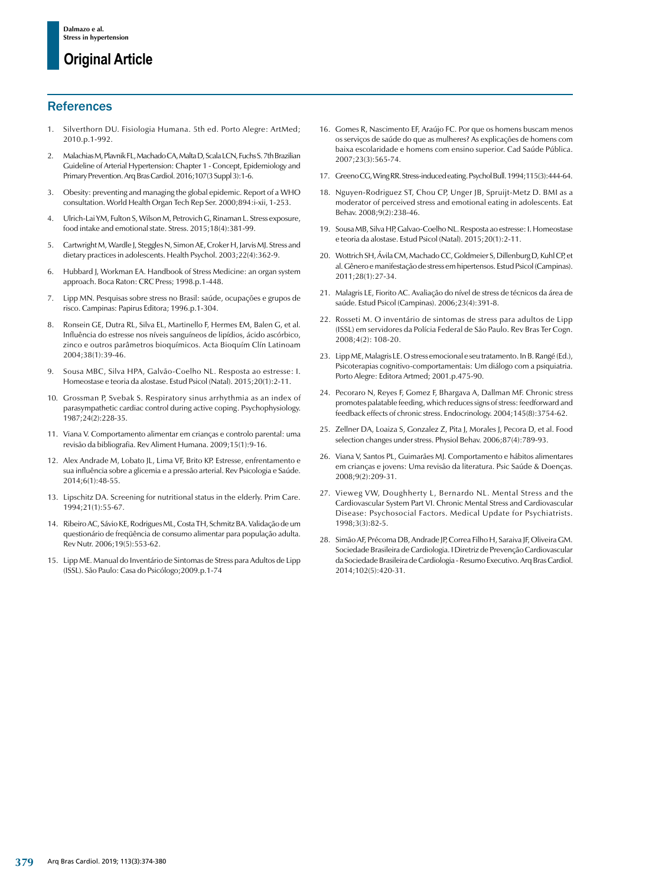## References

1. Silverthorn DU. Fisiologia Humana. 5th ed. Porto Alegre: ArtMed; 2010.p.1-992.
2. Malachias M, Plavnik FL, Machado CA, Malta D, Scala LCN, Fuchs S. 7th Brazilian Guideline of Arterial Hypertension: Chapter 1 - Concept, Epidemiology and Primary Prevention. Arq Bras Cardiol. 2016;107(3 Suppl 3):1-6.
3. Obesity: preventing and managing the global epidemic. Report of a WHO consultation. World Health Organ Tech Rep Ser. 2000;894:i-xii, 1-253.
4. Ulrich-Lai YM, Fulton S, Wilson M, Petrovich G, Rinaman L. Stress exposure, food intake and emotional state. Stress. 2015;18(4):381-99.
5. Cartwright M, Wardle J, Steggles N, Simon AE, Croker H, Jarvis MJ. Stress and dietary practices in adolescents. Health Psychol. 2003;22(4):362-9.
6. Hubbard J, Workman EA. Handbook of Stress Medicine: an organ system approach. Boca Raton: CRC Press; 1998.p.1-448.
7. Lipp MN. Pesquisas sobre stress no Brasil: saúde, ocupações e grupos de risco. Campinas: Papirus Editora; 1996.p.1-304.
8. Ronsein GE, Dutra RL, Silva EL, Martinello F, Hermes EM, Balen G, et al. Influência do estresse nos níveis sanguíneos de lipídios, ácido ascórbico, zinco e outros parâmetros bioquímicos. Acta Bioquím Clín Latinoam 2004;38(1):39-46.
9. Sousa MBC, Silva HPA, Galvão-Coelho NL. Resposta ao estresse: I. Homeostase e teoria da alostase. Estud Psicol (Natal). 2015;20(1):2-11.
10. Grossman P, Svebak S. Respiratory sinus arrhythmia as an index of parasympathetic cardiac control during active coping. Psychophysiology. 1987;24(2):228-35.
11. Viana V. Comportamento alimentar em crianças e controlo parental: uma revisão da bibliografia. Rev Aliment Humana. 2009;15(1):9-16.
12. Alex Andrade M, Lobato JL, Lima VF, Brito KP. Estresse, enfrentamento e sua influência sobre a glicemia e a pressão arterial. Rev Psicologia e Saúde. 2014;6(1):48-55.
13. Lipschitz DA. Screening for nutritional status in the elderly. Prim Care. 1994;21(1):55-67.
14. Ribeiro AC, Sávio KE, Rodrigues ML, Costa TH, Schmitz BA. Validação de um questionário de freqüência de consumo alimentar para população adulta. Rev Nutr. 2006;19(5):553-62.
15. Lipp ME. Manual do Inventário de Sintomas de Stress para Adultos de Lipp (ISSL). São Paulo: Casa do Psicólogo;2009.p.1-74
16. Gomes R, Nascimento EF, Araújo FC. Por que os homens buscam menos os serviços de saúde do que as mulheres? As explicações de homens com baixa escolaridade e homens com ensino superior. Cad Saúde Pública. 2007;23(3):565-74.
17. Greeno CG, Wing RR. Stress-induced eating. Psychol Bull. 1994;115(3):444-64.
18. Nguyen-Rodriguez ST, Chou CP, Unger JB, Spruijt-Metz D. BMI as a moderator of perceived stress and emotional eating in adolescents. Eat Behav. 2008;9(2):238-46.
19. Sousa MB, Silva HP, Galvao-Coelho NL. Resposta ao estresse: I. Homeostase e teoria da alostase. Estud Psicol (Natal). 2015;20(1):2-11.
20. Wottrich SH, Ávila CM, Machado CC, Goldmeier S, Dillenburg D, Kuhl CP, et al. Gênero e manifestação de stress em hipertensos. Estud Psicol (Campinas). 2011;28(1):27-34.
21. Malagris LE, Fiorito AC. Avaliação do nível de stress de técnicos da área de saúde. Estud Psicol (Campinas). 2006;23(4):391-8.
22. Rosseti M. O inventário de sintomas de stress para adultos de Lipp (ISSL) em servidores da Polícia Federal de São Paulo. Rev Bras Ter Cogn. 2008;4(2): 108-20.
23. Lipp ME, Malagris LE. O stress emocional e seu tratamento. In B. Rangé (Ed.), Psicoterapias cognitivo-comportamentais: Um diálogo com a psiquiatria. Porto Alegre: Editora Artmed; 2001.p.475-90.
24. Pecoraro N, Reyes F, Gomez F, Bhargava A, Dallman MF. Chronic stress promotes palatable feeding, which reduces signs of stress: feedforward and feedback effects of chronic stress. Endocrinology. 2004;145(8):3754-62.
25. Zellner DA, Loaiza S, Gonzalez Z, Pita J, Morales J, Pecora D, et al. Food selection changes under stress. Physiol Behav. 2006;87(4):789-93.
26. Viana V, Santos PL, Guimarães MJ. Comportamento e hábitos alimentares em crianças e jovens: Uma revisão da literatura. Psic Saúde & Doenças. 2008;9(2):209-31.
27. Vieweg VW, Doughherty L, Bernardo NL. Mental Stress and the Cardiovascular System Part VI. Chronic Mental Stress and Cardiovascular Disease: Psychosocial Factors. Medical Update for Psychiatrists. 1998;3(3):82-5.
28. Simão AF, Précoma DB, Andrade JP, Correa Filho H, Saraiva JF, Oliveira GM. Sociedade Brasileira de Cardiologia. I Diretriz de Prevenção Cardiovascular da Sociedade Brasileira de Cardiologia - Resumo Executivo. Arq Bras Cardiol. 2014;102(5):420-31.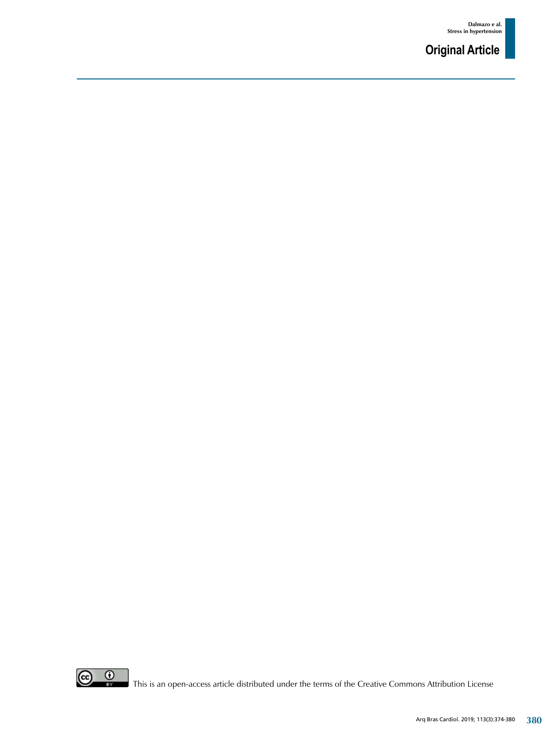This is an open-access article distributed under the terms of the Creative Commons Attribution License